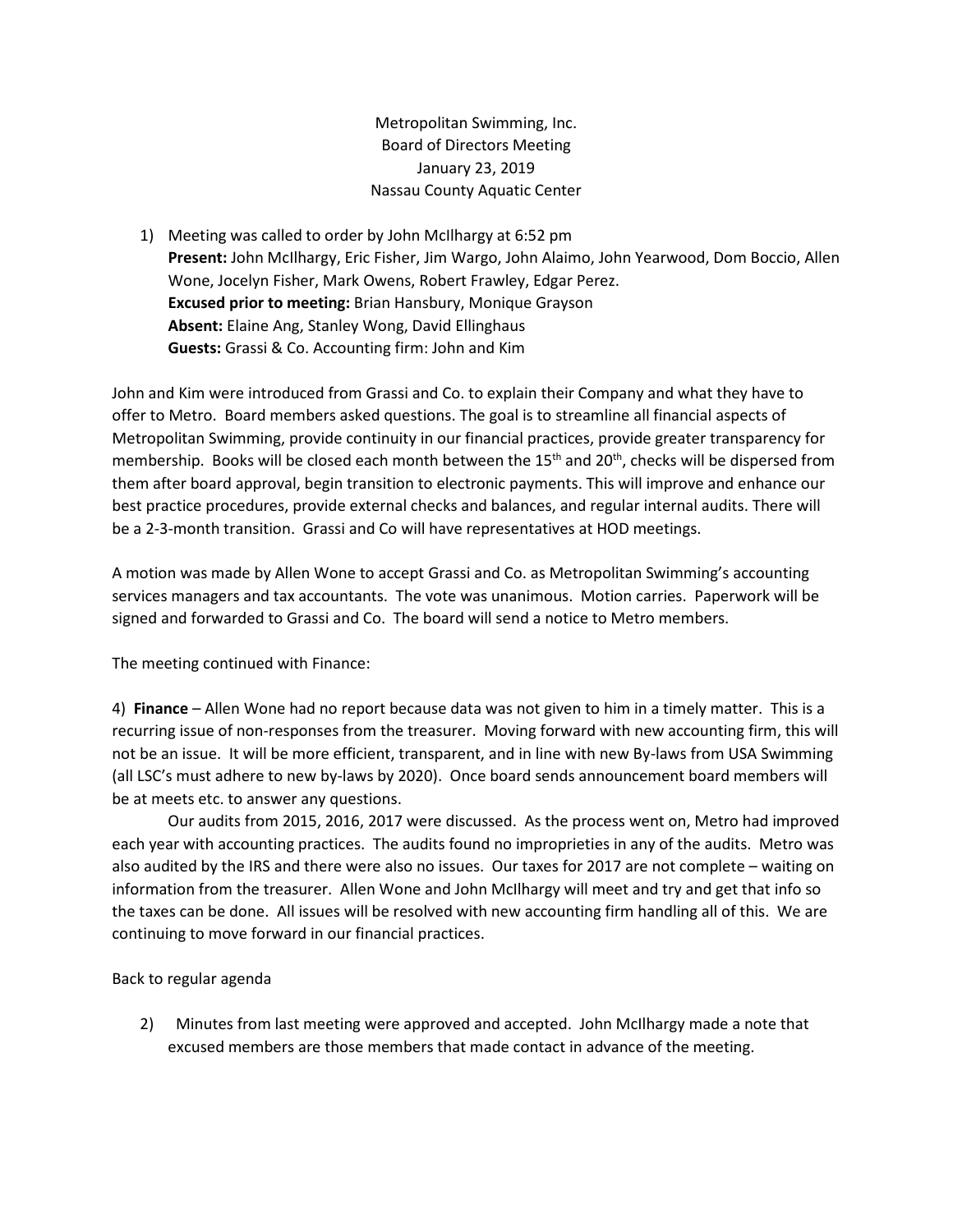Metropolitan Swimming, Inc.
Board of Directors Meeting
January 23, 2019
Nassau County Aquatic Center

1) Meeting was called to order by John McIlhargy at 6:52 pm
   **Present:** John McIlhargy, Eric Fisher, Jim Wargo, John Alaimo, John Yearwood, Dom Boccio, Allen Wone, Jocelyn Fisher, Mark Owens, Robert Frawley, Edgar Perez.
   **Excused prior to meeting:** Brian Hansbury, Monique Grayson
   **Absent:** Elaine Ang, Stanley Wong, David Ellinghaus
   **Guests:** Grassi & Co. Accounting firm: John and Kim

John and Kim were introduced from Grassi and Co. to explain their Company and what they have to offer to Metro. Board members asked questions. The goal is to streamline all financial aspects of Metropolitan Swimming, provide continuity in our financial practices, provide greater transparency for membership. Books will be closed each month between the 15th and 20th, checks will be dispersed from them after board approval, begin transition to electronic payments. This will improve and enhance our best practice procedures, provide external checks and balances, and regular internal audits. There will be a 2-3-month transition. Grassi and Co will have representatives at HOD meetings.

A motion was made by Allen Wone to accept Grassi and Co. as Metropolitan Swimming's accounting services managers and tax accountants. The vote was unanimous. Motion carries. Paperwork will be signed and forwarded to Grassi and Co. The board will send a notice to Metro members.

The meeting continued with Finance:

4) **Finance** – Allen Wone had no report because data was not given to him in a timely matter. This is a recurring issue of non-responses from the treasurer. Moving forward with new accounting firm, this will not be an issue. It will be more efficient, transparent, and in line with new By-laws from USA Swimming (all LSC's must adhere to new by-laws by 2020). Once board sends announcement board members will be at meets etc. to answer any questions.

Our audits from 2015, 2016, 2017 were discussed. As the process went on, Metro had improved each year with accounting practices. The audits found no improprieties in any of the audits. Metro was also audited by the IRS and there were also no issues. Our taxes for 2017 are not complete – waiting on information from the treasurer. Allen Wone and John McIlhargy will meet and try and get that info so the taxes can be done. All issues will be resolved with new accounting firm handling all of this. We are continuing to move forward in our financial practices.

Back to regular agenda

2) Minutes from last meeting were approved and accepted. John McIlhargy made a note that excused members are those members that made contact in advance of the meeting.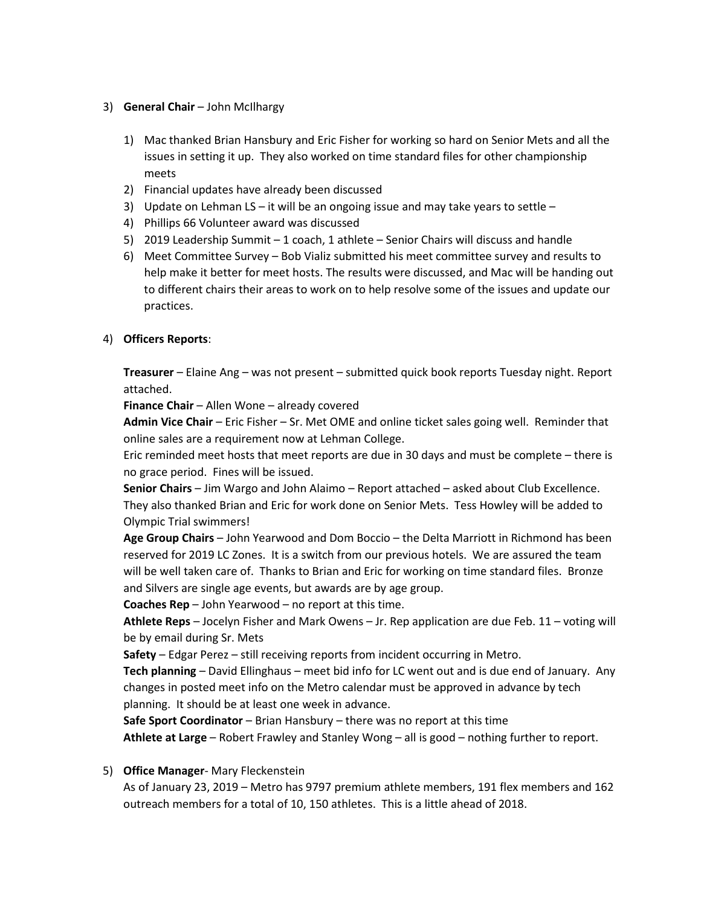3) **General Chair** – John McIlhargy

    1) Mac thanked Brian Hansbury and Eric Fisher for working so hard on Senior Mets and all the issues in setting it up. They also worked on time standard files for other championship meets
    2) Financial updates have already been discussed
    3) Update on Lehman LS – it will be an ongoing issue and may take years to settle –
    4) Phillips 66 Volunteer award was discussed
    5) 2019 Leadership Summit – 1 coach, 1 athlete – Senior Chairs will discuss and handle
    6) Meet Committee Survey – Bob Vializ submitted his meet committee survey and results to help make it better for meet hosts. The results were discussed, and Mac will be handing out to different chairs their areas to work on to help resolve some of the issues and update our practices.

4) **Officers Reports**:

    **Treasurer** – Elaine Ang – was not present – submitted quick book reports Tuesday night. Report attached.

    **Finance Chair** – Allen Wone – already covered

    **Admin Vice Chair** – Eric Fisher – Sr. Met OME and online ticket sales going well. Reminder that online sales are a requirement now at Lehman College.

    Eric reminded meet hosts that meet reports are due in 30 days and must be complete – there is no grace period. Fines will be issued.

    **Senior Chairs** – Jim Wargo and John Alaimo – Report attached – asked about Club Excellence. They also thanked Brian and Eric for work done on Senior Mets. Tess Howley will be added to Olympic Trial swimmers!

    **Age Group Chairs** – John Yearwood and Dom Boccio – the Delta Marriott in Richmond has been reserved for 2019 LC Zones. It is a switch from our previous hotels. We are assured the team will be well taken care of. Thanks to Brian and Eric for working on time standard files. Bronze and Silvers are single age events, but awards are by age group.

    **Coaches Rep** – John Yearwood – no report at this time.

    **Athlete Reps** – Jocelyn Fisher and Mark Owens – Jr. Rep application are due Feb. 11 – voting will be by email during Sr. Mets

    **Safety** – Edgar Perez – still receiving reports from incident occurring in Metro.

    **Tech planning** – David Ellinghaus – meet bid info for LC went out and is due end of January. Any changes in posted meet info on the Metro calendar must be approved in advance by tech planning. It should be at least one week in advance.

    **Safe Sport Coordinator** – Brian Hansbury – there was no report at this time

    **Athlete at Large** – Robert Frawley and Stanley Wong – all is good – nothing further to report.

5) **Office Manager**- Mary Fleckenstein

    As of January 23, 2019 – Metro has 9797 premium athlete members, 191 flex members and 162 outreach members for a total of 10, 150 athletes. This is a little ahead of 2018.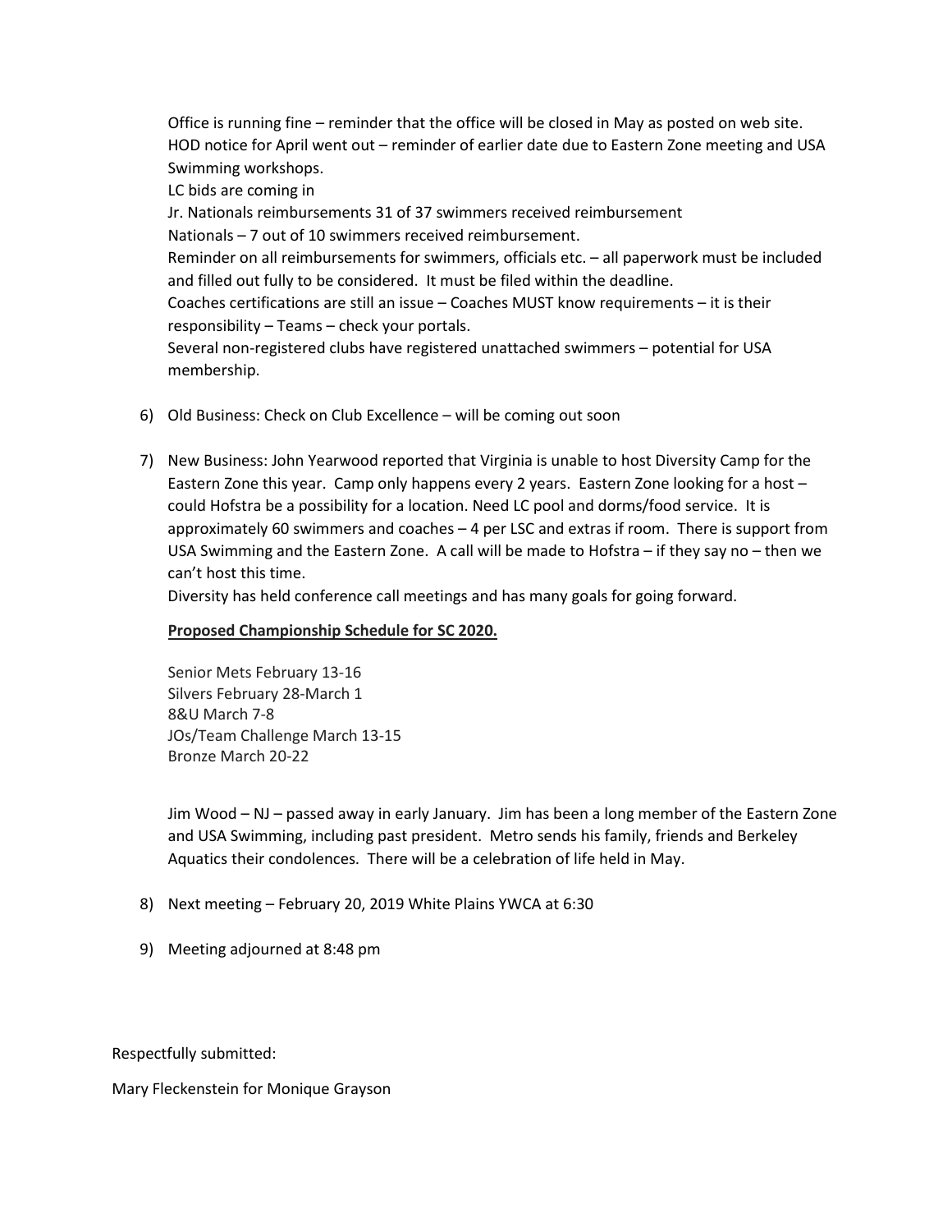Office is running fine – reminder that the office will be closed in May as posted on web site.
HOD notice for April went out – reminder of earlier date due to Eastern Zone meeting and USA Swimming workshops.
LC bids are coming in
Jr. Nationals reimbursements 31 of 37 swimmers received reimbursement
Nationals – 7 out of 10 swimmers received reimbursement.
Reminder on all reimbursements for swimmers, officials etc. – all paperwork must be included and filled out fully to be considered. It must be filed within the deadline.
Coaches certifications are still an issue – Coaches MUST know requirements – it is their responsibility – Teams – check your portals.
Several non-registered clubs have registered unattached swimmers – potential for USA membership.

6) Old Business: Check on Club Excellence – will be coming out soon

7) New Business: John Yearwood reported that Virginia is unable to host Diversity Camp for the Eastern Zone this year. Camp only happens every 2 years. Eastern Zone looking for a host – could Hofstra be a possibility for a location. Need LC pool and dorms/food service. It is approximately 60 swimmers and coaches – 4 per LSC and extras if room. There is support from USA Swimming and the Eastern Zone. A call will be made to Hofstra – if they say no – then we can't host this time.
Diversity has held conference call meetings and has many goals for going forward.

**<u>Proposed Championship Schedule for SC 2020.</u>**

Senior Mets February 13-16
Silvers February 28-March 1
8&U March 7-8
JOs/Team Challenge March 13-15
Bronze March 20-22

Jim Wood – NJ – passed away in early January. Jim has been a long member of the Eastern Zone and USA Swimming, including past president. Metro sends his family, friends and Berkeley Aquatics their condolences. There will be a celebration of life held in May.

8) Next meeting – February 20, 2019 White Plains YWCA at 6:30

9) Meeting adjourned at 8:48 pm

Respectfully submitted:

Mary Fleckenstein for Monique Grayson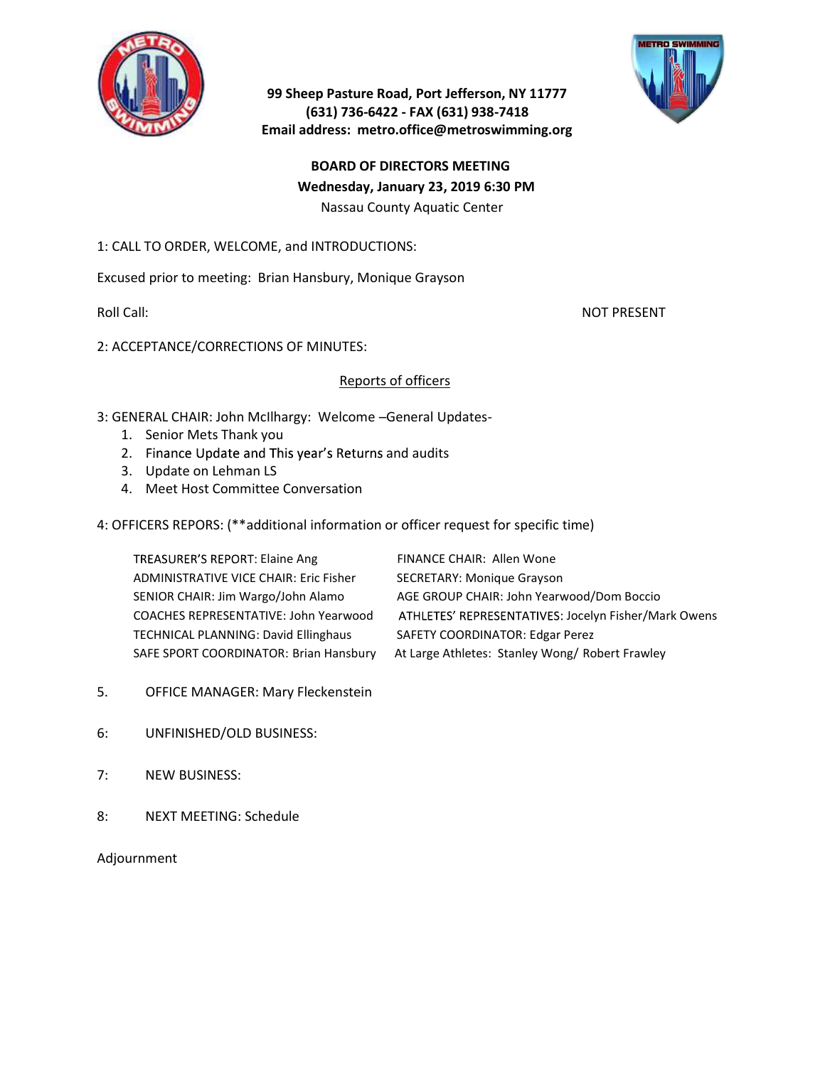99 Sheep Pasture Road, Port Jefferson, NY 11777
(631) 736-6422 - FAX (631) 938-7418
Email address: metro.office@metroswimming.org

## BOARD OF DIRECTORS MEETING
**Wednesday, January 23, 2019 6:30 PM**
Nassau County Aquatic Center

1: CALL TO ORDER, WELCOME, and INTRODUCTIONS:

Excused prior to meeting: Brian Hansbury, Monique Grayson

Roll Call: NOT PRESENT

2: ACCEPTANCE/CORRECTIONS OF MINUTES:

Reports of officers

3: GENERAL CHAIR: John McIlhargy: Welcome –General Updates-

1. Senior Mets Thank you
2. Finance Update and This year's Returns and audits
3. Update on Lehman LS
4. Meet Host Committee Conversation

4: OFFICERS REPORS: (**additional information or officer request for specific time)

TREASURER'S REPORT: Elaine Ang
FINANCE CHAIR: Allen Wone
ADMINISTRATIVE VICE CHAIR: Eric Fisher
SECRETARY: Monique Grayson
SENIOR CHAIR: Jim Wargo/John Alamo
AGE GROUP CHAIR: John Yearwood/Dom Boccio
COACHES REPRESENTATIVE: John Yearwood
ATHLETES' REPRESENTATIVES: Jocelyn Fisher/Mark Owens
TECHNICAL PLANNING: David Ellinghaus
SAFETY COORDINATOR: Edgar Perez
SAFE SPORT COORDINATOR: Brian Hansbury
At Large Athletes: Stanley Wong/ Robert Frawley

5. OFFICE MANAGER: Mary Fleckenstein

6: UNFINISHED/OLD BUSINESS:

7: NEW BUSINESS:

8: NEXT MEETING: Schedule

Adjournment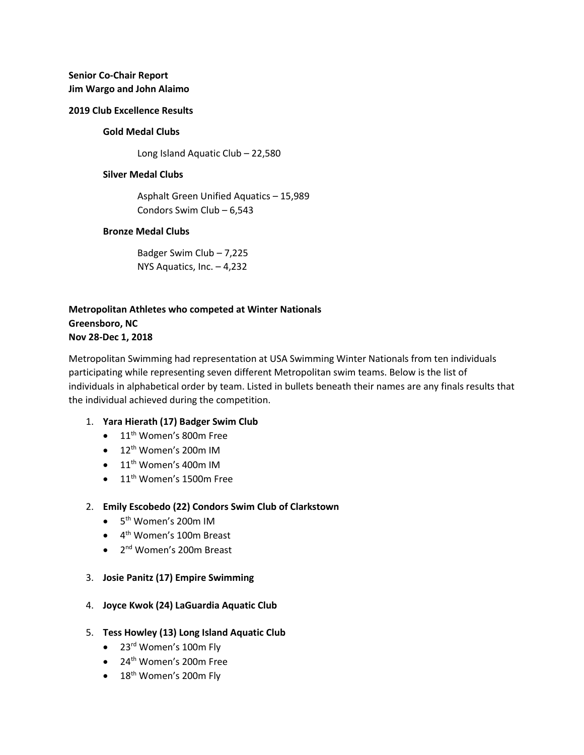**Senior Co-Chair Report**
**Jim Wargo and John Alaimo**

**2019 Club Excellence Results**

**Gold Medal Clubs**

Long Island Aquatic Club – 22,580

**Silver Medal Clubs**

Asphalt Green Unified Aquatics – 15,989
Condors Swim Club – 6,543

**Bronze Medal Clubs**

Badger Swim Club – 7,225
NYS Aquatics, Inc. – 4,232

**Metropolitan Athletes who competed at Winter Nationals**
**Greensboro, NC**
**Nov 28-Dec 1, 2018**

Metropolitan Swimming had representation at USA Swimming Winter Nationals from ten individuals participating while representing seven different Metropolitan swim teams. Below is the list of individuals in alphabetical order by team. Listed in bullets beneath their names are any finals results that the individual achieved during the competition.

1. **Yara Hierath (17) Badger Swim Club**
   - 11th Women's 800m Free
   - 12th Women's 200m IM
   - 11th Women's 400m IM
   - 11th Women's 1500m Free

2. **Emily Escobedo (22) Condors Swim Club of Clarkstown**
   - 5th Women's 200m IM
   - 4th Women's 100m Breast
   - 2nd Women's 200m Breast

3. **Josie Panitz (17) Empire Swimming**

4. **Joyce Kwok (24) LaGuardia Aquatic Club**

5. **Tess Howley (13) Long Island Aquatic Club**
   - 23rd Women's 100m Fly
   - 24th Women's 200m Free
   - 18th Women's 200m Fly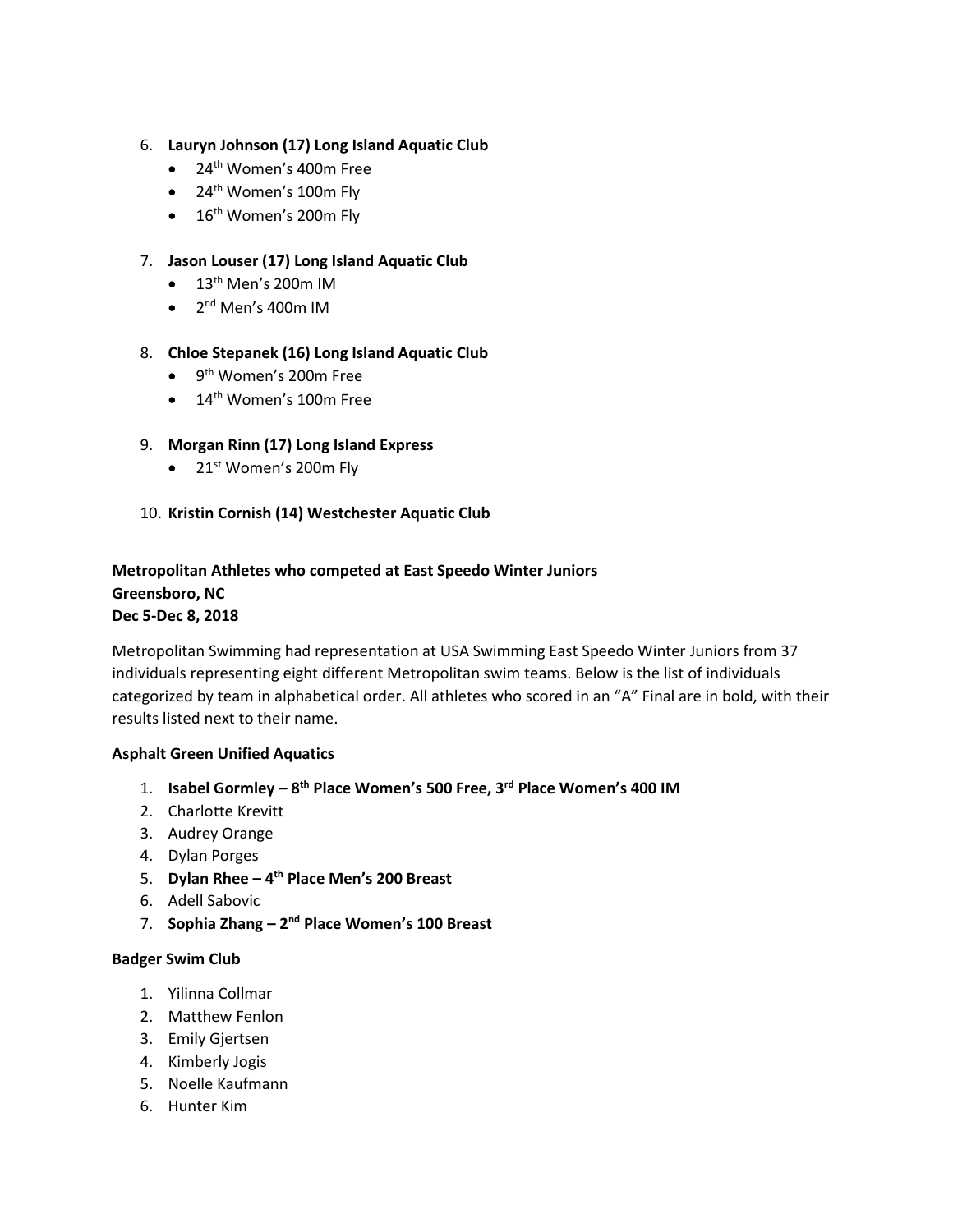6. **Lauryn Johnson (17) Long Island Aquatic Club**
   - 24th Women's 400m Free
   - 24th Women's 100m Fly
   - 16th Women's 200m Fly

7. **Jason Louser (17) Long Island Aquatic Club**
   - 13th Men's 200m IM
   - 2nd Men's 400m IM

8. **Chloe Stepanek (16) Long Island Aquatic Club**
   - 9th Women's 200m Free
   - 14th Women's 100m Free

9. **Morgan Rinn (17) Long Island Express**
   - 21st Women's 200m Fly

10. **Kristin Cornish (14) Westchester Aquatic Club**

**Metropolitan Athletes who competed at East Speedo Winter Juniors**
**Greensboro, NC**
**Dec 5-Dec 8, 2018**

Metropolitan Swimming had representation at USA Swimming East Speedo Winter Juniors from 37 individuals representing eight different Metropolitan swim teams. Below is the list of individuals categorized by team in alphabetical order. All athletes who scored in an "A" Final are in bold, with their results listed next to their name.

**Asphalt Green Unified Aquatics**

1. **Isabel Gormley – 8th Place Women's 500 Free, 3rd Place Women's 400 IM**
2. Charlotte Krevitt
3. Audrey Orange
4. Dylan Porges
5. **Dylan Rhee – 4th Place Men's 200 Breast**
6. Adell Sabovic
7. **Sophia Zhang – 2nd Place Women's 100 Breast**

**Badger Swim Club**

1. Yilinna Collmar
2. Matthew Fenlon
3. Emily Gjertsen
4. Kimberly Jogis
5. Noelle Kaufmann
6. Hunter Kim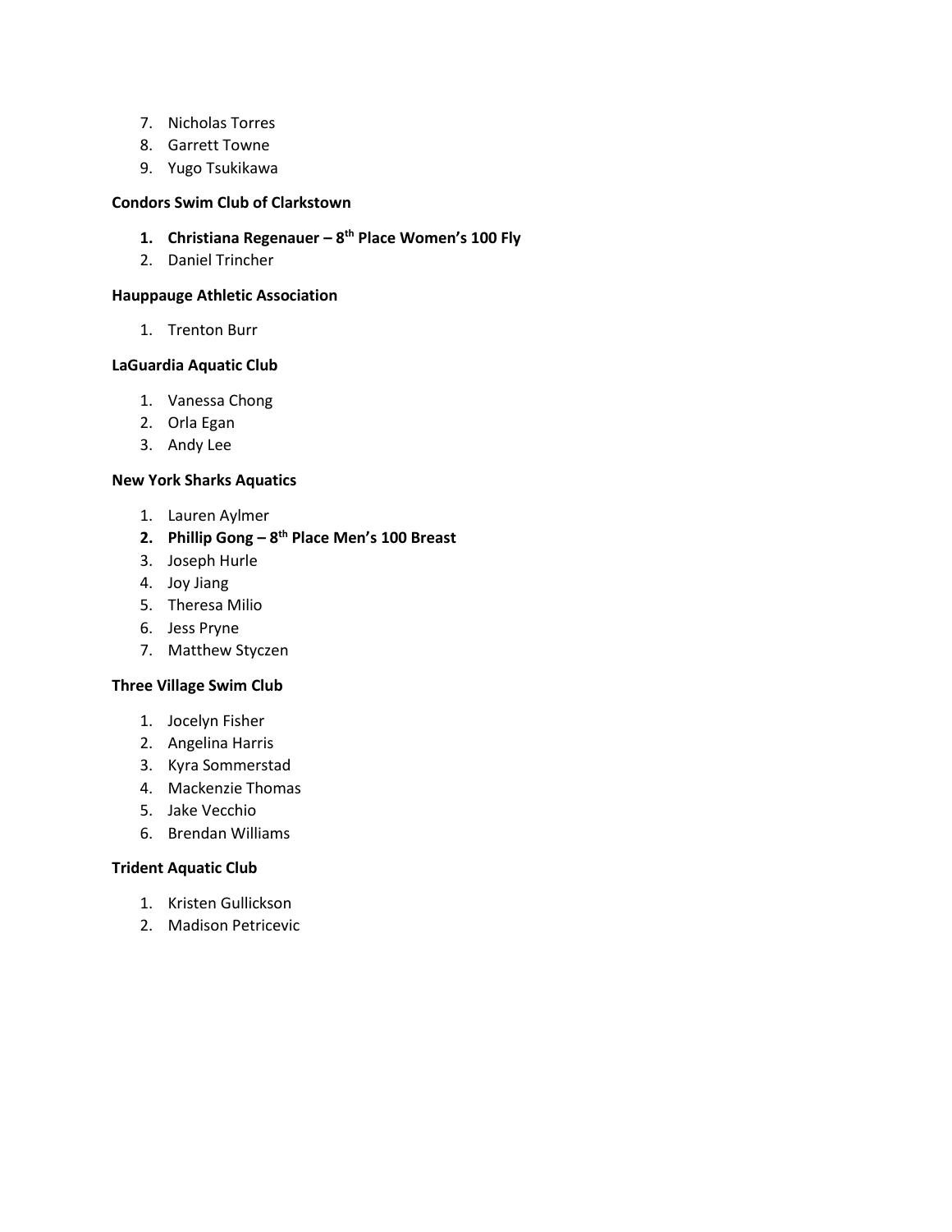7. Nicholas Torres
8. Garrett Towne
9. Yugo Tsukikawa

**Condors Swim Club of Clarkstown**

1. **Christiana Regenauer – 8th Place Women's 100 Fly**
2. Daniel Trincher

**Hauppauge Athletic Association**

1. Trenton Burr

**LaGuardia Aquatic Club**

1. Vanessa Chong
2. Orla Egan
3. Andy Lee

**New York Sharks Aquatics**

1. Lauren Aylmer
2. **Phillip Gong – 8th Place Men's 100 Breast**
3. Joseph Hurle
4. Joy Jiang
5. Theresa Milio
6. Jess Pryne
7. Matthew Styczen

**Three Village Swim Club**

1. Jocelyn Fisher
2. Angelina Harris
3. Kyra Sommerstad
4. Mackenzie Thomas
5. Jake Vecchio
6. Brendan Williams

**Trident Aquatic Club**

1. Kristen Gullickson
2. Madison Petricevic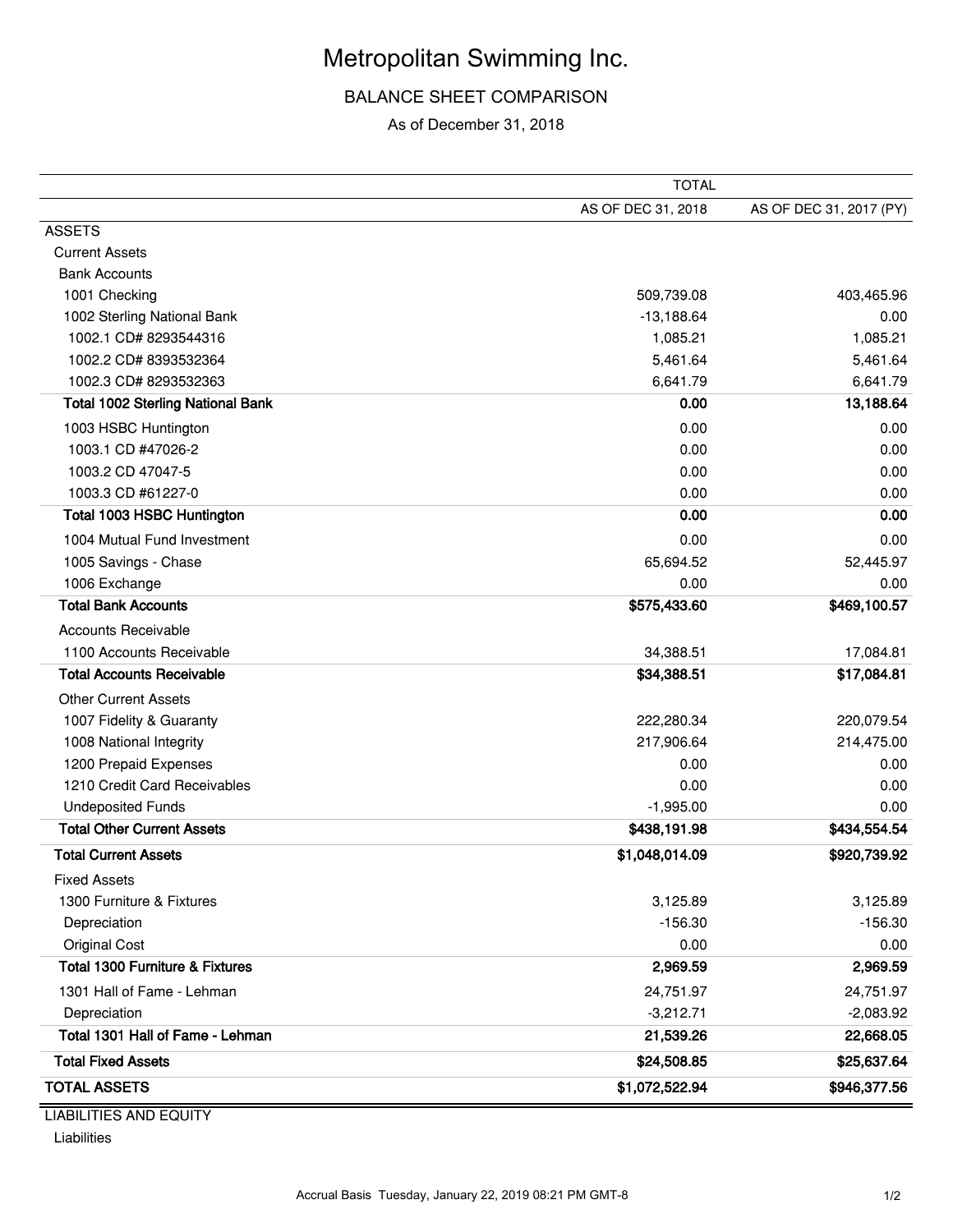# Metropolitan Swimming Inc.

## BALANCE SHEET COMPARISON

As of December 31, 2018

| | TOTAL | |
|---|---|---|
| | AS OF DEC 31, 2018 | AS OF DEC 31, 2017 (PY) |
| ASSETS | | |
| Current Assets | | |
| Bank Accounts | | |
| 1001 Checking | 509,739.08 | 403,465.96 |
| 1002 Sterling National Bank | -13,188.64 | 0.00 |
| 1002.1 CD# 8293544316 | 1,085.21 | 1,085.21 |
| 1002.2 CD# 8393532364 | 5,461.64 | 5,461.64 |
| 1002.3 CD# 8293532363 | 6,641.79 | 6,641.79 |
| **Total 1002 Sterling National Bank** | **0.00** | **13,188.64** |
| 1003 HSBC Huntington | 0.00 | 0.00 |
| 1003.1 CD #47026-2 | 0.00 | 0.00 |
| 1003.2 CD 47047-5 | 0.00 | 0.00 |
| 1003.3 CD #61227-0 | 0.00 | 0.00 |
| **Total 1003 HSBC Huntington** | **0.00** | **0.00** |
| 1004 Mutual Fund Investment | 0.00 | 0.00 |
| 1005 Savings - Chase | 65,694.52 | 52,445.97 |
| 1006 Exchange | 0.00 | 0.00 |
| **Total Bank Accounts** | **$575,433.60** | **$469,100.57** |
| Accounts Receivable | | |
| 1100 Accounts Receivable | 34,388.51 | 17,084.81 |
| **Total Accounts Receivable** | **$34,388.51** | **$17,084.81** |
| Other Current Assets | | |
| 1007 Fidelity & Guaranty | 222,280.34 | 220,079.54 |
| 1008 National Integrity | 217,906.64 | 214,475.00 |
| 1200 Prepaid Expenses | 0.00 | 0.00 |
| 1210 Credit Card Receivables | 0.00 | 0.00 |
| Undeposited Funds | -1,995.00 | 0.00 |
| **Total Other Current Assets** | **$438,191.98** | **$434,554.54** |
| **Total Current Assets** | **$1,048,014.09** | **$920,739.92** |
| Fixed Assets | | |
| 1300 Furniture & Fixtures | 3,125.89 | 3,125.89 |
| Depreciation | -156.30 | -156.30 |
| Original Cost | 0.00 | 0.00 |
| **Total 1300 Furniture & Fixtures** | **2,969.59** | **2,969.59** |
| 1301 Hall of Fame - Lehman | 24,751.97 | 24,751.97 |
| Depreciation | -3,212.71 | -2,083.92 |
| **Total 1301 Hall of Fame - Lehman** | **21,539.26** | **22,668.05** |
| **Total Fixed Assets** | **$24,508.85** | **$25,637.64** |
| **TOTAL ASSETS** | **$1,072,522.94** | **$946,377.56** |

LIABILITIES AND EQUITY

Liabilities

Accrual Basis Tuesday, January 22, 2019 08:21 PM GMT-8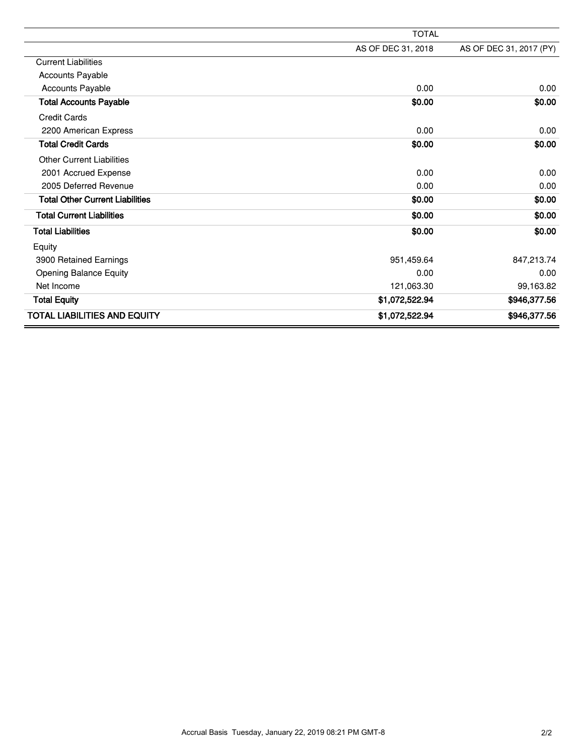| | TOTAL | |
|---|---|---|
| | AS OF DEC 31, 2018 | AS OF DEC 31, 2017 (PY) |
| Current Liabilities | | |
| Accounts Payable | | |
| Accounts Payable | 0.00 | 0.00 |
| **Total Accounts Payable** | **$0.00** | **$0.00** |
| Credit Cards | | |
| 2200 American Express | 0.00 | 0.00 |
| **Total Credit Cards** | **$0.00** | **$0.00** |
| Other Current Liabilities | | |
| 2001 Accrued Expense | 0.00 | 0.00 |
| 2005 Deferred Revenue | 0.00 | 0.00 |
| **Total Other Current Liabilities** | **$0.00** | **$0.00** |
| **Total Current Liabilities** | **$0.00** | **$0.00** |
| **Total Liabilities** | **$0.00** | **$0.00** |
| Equity | | |
| 3900 Retained Earnings | 951,459.64 | 847,213.74 |
| Opening Balance Equity | 0.00 | 0.00 |
| Net Income | 121,063.30 | 99,163.82 |
| **Total Equity** | **$1,072,522.94** | **$946,377.56** |
| **TOTAL LIABILITIES AND EQUITY** | **$1,072,522.94** | **$946,377.56** |

Accrual Basis Tuesday, January 22, 2019 08:21 PM GMT-8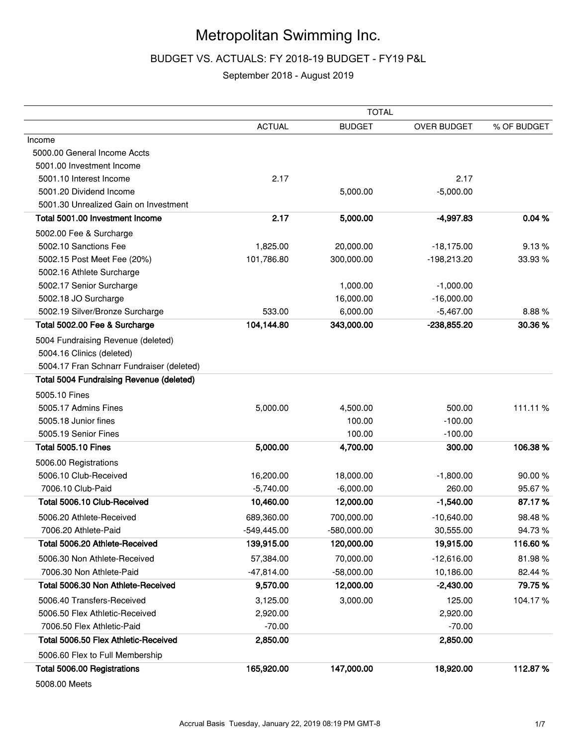# Metropolitan Swimming Inc.

## BUDGET VS. ACTUALS: FY 2018-19 BUDGET - FY19 P&L

September 2018 - August 2019

| | TOTAL | | | |
|---|---|---|---|---|
| | ACTUAL | BUDGET | OVER BUDGET | % OF BUDGET |
| Income | | | | |
| 5000.00 General Income Accts | | | | |
| 5001.00 Investment Income | | | | |
| 5001.10 Interest Income | 2.17 | | 2.17 | |
| 5001.20 Dividend Income | | 5,000.00 | -5,000.00 | |
| 5001.30 Unrealized Gain on Investment | | | | |
| **Total 5001.00 Investment Income** | **2.17** | **5,000.00** | **-4,997.83** | **0.04 %** |
| 5002.00 Fee & Surcharge | | | | |
| 5002.10 Sanctions Fee | 1,825.00 | 20,000.00 | -18,175.00 | 9.13 % |
| 5002.15 Post Meet Fee (20%) | 101,786.80 | 300,000.00 | -198,213.20 | 33.93 % |
| 5002.16 Athlete Surcharge | | | | |
| 5002.17 Senior Surcharge | | 1,000.00 | -1,000.00 | |
| 5002.18 JO Surcharge | | 16,000.00 | -16,000.00 | |
| 5002.19 Silver/Bronze Surcharge | 533.00 | 6,000.00 | -5,467.00 | 8.88 % |
| **Total 5002.00 Fee & Surcharge** | **104,144.80** | **343,000.00** | **-238,855.20** | **30.36 %** |
| 5004 Fundraising Revenue (deleted) | | | | |
| 5004.16 Clinics (deleted) | | | | |
| 5004.17 Fran Schnarr Fundraiser (deleted) | | | | |
| **Total 5004 Fundraising Revenue (deleted)** | | | | |
| 5005.10 Fines | | | | |
| 5005.17 Admins Fines | 5,000.00 | 4,500.00 | 500.00 | 111.11 % |
| 5005.18 Junior fines | | 100.00 | -100.00 | |
| 5005.19 Senior Fines | | 100.00 | -100.00 | |
| **Total 5005.10 Fines** | **5,000.00** | **4,700.00** | **300.00** | **106.38 %** |
| 5006.00 Registrations | | | | |
| 5006.10 Club-Received | 16,200.00 | 18,000.00 | -1,800.00 | 90.00 % |
| 7006.10 Club-Paid | -5,740.00 | -6,000.00 | 260.00 | 95.67 % |
| **Total 5006.10 Club-Received** | **10,460.00** | **12,000.00** | **-1,540.00** | **87.17 %** |
| 5006.20 Athlete-Received | 689,360.00 | 700,000.00 | -10,640.00 | 98.48 % |
| 7006.20 Athlete-Paid | -549,445.00 | -580,000.00 | 30,555.00 | 94.73 % |
| **Total 5006.20 Athlete-Received** | **139,915.00** | **120,000.00** | **19,915.00** | **116.60 %** |
| 5006.30 Non Athlete-Received | 57,384.00 | 70,000.00 | -12,616.00 | 81.98 % |
| 7006.30 Non Athlete-Paid | -47,814.00 | -58,000.00 | 10,186.00 | 82.44 % |
| **Total 5006.30 Non Athlete-Received** | **9,570.00** | **12,000.00** | **-2,430.00** | **79.75 %** |
| 5006.40 Transfers-Received | 3,125.00 | 3,000.00 | 125.00 | 104.17 % |
| 5006.50 Flex Athletic-Received | 2,920.00 | | 2,920.00 | |
| 7006.50 Flex Athletic-Paid | -70.00 | | -70.00 | |
| **Total 5006.50 Flex Athletic-Received** | **2,850.00** | | **2,850.00** | |
| 5006.60 Flex to Full Membership | | | | |
| **Total 5006.00 Registrations** | **165,920.00** | **147,000.00** | **18,920.00** | **112.87 %** |
| 5008.00 Meets | | | | |

Accrual Basis Tuesday, January 22, 2019 08:19 PM GMT-8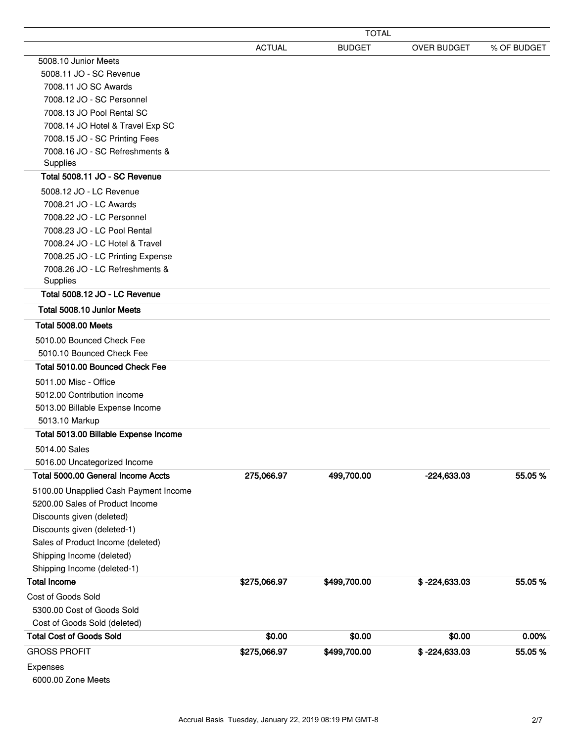| | TOTAL | | | |
|---|---|---|---|---|
| | ACTUAL | BUDGET | OVER BUDGET | % OF BUDGET |
| 5008.10 Junior Meets | | | | |
| 5008.11 JO - SC Revenue | | | | |
| 7008.11 JO SC Awards | | | | |
| 7008.12 JO - SC Personnel | | | | |
| 7008.13 JO Pool Rental SC | | | | |
| 7008.14 JO Hotel & Travel Exp SC | | | | |
| 7008.15 JO - SC Printing Fees | | | | |
| 7008.16 JO - SC Refreshments & Supplies | | | | |
| **Total 5008.11 JO - SC Revenue** | | | | |
| 5008.12 JO - LC Revenue | | | | |
| 7008.21 JO - LC Awards | | | | |
| 7008.22 JO - LC Personnel | | | | |
| 7008.23 JO - LC Pool Rental | | | | |
| 7008.24 JO - LC Hotel & Travel | | | | |
| 7008.25 JO - LC Printing Expense | | | | |
| 7008.26 JO - LC Refreshments & Supplies | | | | |
| **Total 5008.12 JO - LC Revenue** | | | | |
| **Total 5008.10 Junior Meets** | | | | |
| **Total 5008.00 Meets** | | | | |
| 5010.00 Bounced Check Fee | | | | |
| 5010.10 Bounced Check Fee | | | | |
| **Total 5010.00 Bounced Check Fee** | | | | |
| 5011.00 Misc - Office | | | | |
| 5012.00 Contribution income | | | | |
| 5013.00 Billable Expense Income | | | | |
| 5013.10 Markup | | | | |
| **Total 5013.00 Billable Expense Income** | | | | |
| 5014.00 Sales | | | | |
| 5016.00 Uncategorized Income | | | | |
| **Total 5000.00 General Income Accts** | **275,066.97** | **499,700.00** | **-224,633.03** | **55.05 %** |
| 5100.00 Unapplied Cash Payment Income | | | | |
| 5200.00 Sales of Product Income | | | | |
| Discounts given (deleted) | | | | |
| Discounts given (deleted-1) | | | | |
| Sales of Product Income (deleted) | | | | |
| Shipping Income (deleted) | | | | |
| Shipping Income (deleted-1) | | | | |
| **Total Income** | **$275,066.97** | **$499,700.00** | **$ -224,633.03** | **55.05 %** |
| Cost of Goods Sold | | | | |
| 5300.00 Cost of Goods Sold | | | | |
| Cost of Goods Sold (deleted) | | | | |
| **Total Cost of Goods Sold** | **$0.00** | **$0.00** | **$0.00** | **0.00%** |
| GROSS PROFIT | **$275,066.97** | **$499,700.00** | **$ -224,633.03** | **55.05 %** |
| Expenses | | | | |
| 6000.00 Zone Meets | | | | |

Accrual Basis Tuesday, January 22, 2019 08:19 PM GMT-8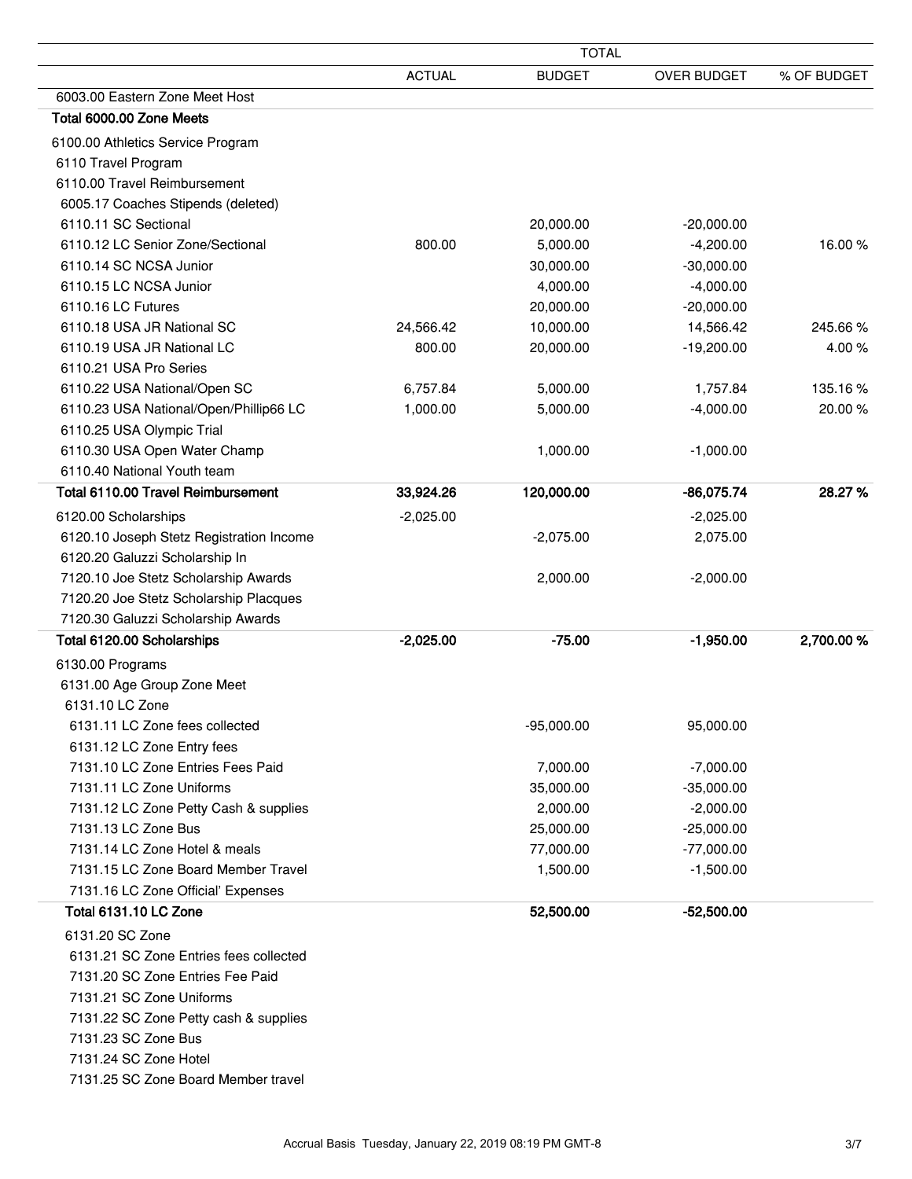| | TOTAL | | | |
|---|---|---|---|---|
| | ACTUAL | BUDGET | OVER BUDGET | % OF BUDGET |
| 6003.00 Eastern Zone Meet Host | | | | |
| **Total 6000.00 Zone Meets** | | | | |
| 6100.00 Athletics Service Program | | | | |
| 6110 Travel Program | | | | |
| 6110.00 Travel Reimbursement | | | | |
| 6005.17 Coaches Stipends (deleted) | | | | |
| 6110.11 SC Sectional | | 20,000.00 | -20,000.00 | |
| 6110.12 LC Senior Zone/Sectional | 800.00 | 5,000.00 | -4,200.00 | 16.00 % |
| 6110.14 SC NCSA Junior | | 30,000.00 | -30,000.00 | |
| 6110.15 LC NCSA Junior | | 4,000.00 | -4,000.00 | |
| 6110.16 LC Futures | | 20,000.00 | -20,000.00 | |
| 6110.18 USA JR National SC | 24,566.42 | 10,000.00 | 14,566.42 | 245.66 % |
| 6110.19 USA JR National LC | 800.00 | 20,000.00 | -19,200.00 | 4.00 % |
| 6110.21 USA Pro Series | | | | |
| 6110.22 USA National/Open SC | 6,757.84 | 5,000.00 | 1,757.84 | 135.16 % |
| 6110.23 USA National/Open/Phillip66 LC | 1,000.00 | 5,000.00 | -4,000.00 | 20.00 % |
| 6110.25 USA Olympic Trial | | | | |
| 6110.30 USA Open Water Champ | | 1,000.00 | -1,000.00 | |
| 6110.40 National Youth team | | | | |
| **Total 6110.00 Travel Reimbursement** | **33,924.26** | **120,000.00** | **-86,075.74** | **28.27 %** |
| 6120.00 Scholarships | -2,025.00 | | -2,025.00 | |
| 6120.10 Joseph Stetz Registration Income | | -2,075.00 | 2,075.00 | |
| 6120.20 Galuzzi Scholarship In | | | | |
| 7120.10 Joe Stetz Scholarship Awards | | 2,000.00 | -2,000.00 | |
| 7120.20 Joe Stetz Scholarship Placques | | | | |
| 7120.30 Galuzzi Scholarship Awards | | | | |
| **Total 6120.00 Scholarships** | **-2,025.00** | **-75.00** | **-1,950.00** | **2,700.00 %** |
| 6130.00 Programs | | | | |
| 6131.00 Age Group Zone Meet | | | | |
| 6131.10 LC Zone | | | | |
| 6131.11 LC Zone fees collected | | -95,000.00 | 95,000.00 | |
| 6131.12 LC Zone Entry fees | | | | |
| 7131.10 LC Zone Entries Fees Paid | | 7,000.00 | -7,000.00 | |
| 7131.11 LC Zone Uniforms | | 35,000.00 | -35,000.00 | |
| 7131.12 LC Zone Petty Cash & supplies | | 2,000.00 | -2,000.00 | |
| 7131.13 LC Zone Bus | | 25,000.00 | -25,000.00 | |
| 7131.14 LC Zone Hotel & meals | | 77,000.00 | -77,000.00 | |
| 7131.15 LC Zone Board Member Travel | | 1,500.00 | -1,500.00 | |
| 7131.16 LC Zone Official' Expenses | | | | |
| **Total 6131.10 LC Zone** | | **52,500.00** | **-52,500.00** | |
| 6131.20 SC Zone | | | | |
| 6131.21 SC Zone Entries fees collected | | | | |
| 7131.20 SC Zone Entries Fee Paid | | | | |
| 7131.21 SC Zone Uniforms | | | | |
| 7131.22 SC Zone Petty cash & supplies | | | | |
| 7131.23 SC Zone Bus | | | | |
| 7131.24 SC Zone Hotel | | | | |
| 7131.25 SC Zone Board Member travel | | | | |

Accrual Basis Tuesday, January 22, 2019 08:19 PM GMT-8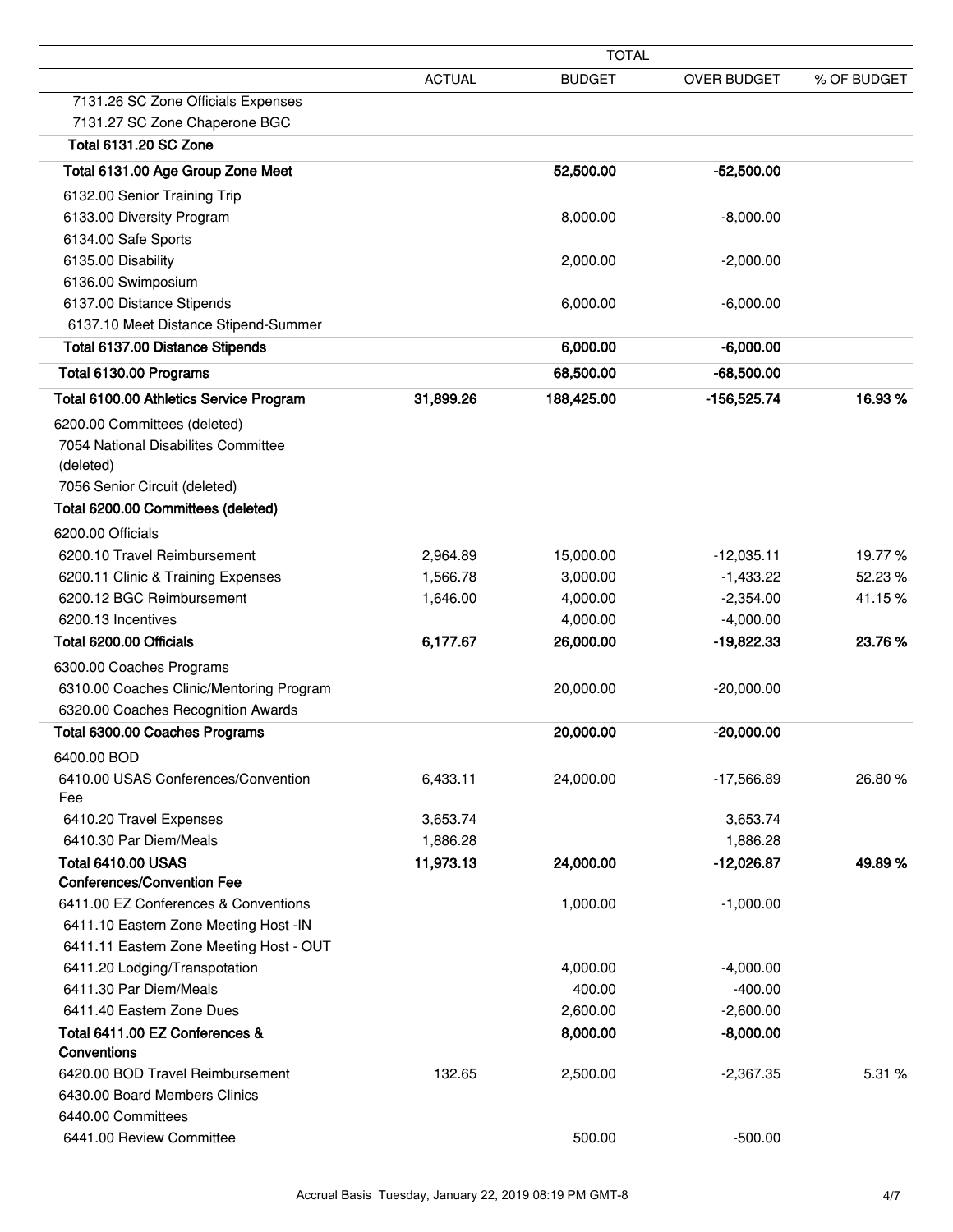| | TOTAL | | | |
|---|---|---|---|---|
| | ACTUAL | BUDGET | OVER BUDGET | % OF BUDGET |
| 7131.26 SC Zone Officials Expenses | | | | |
| 7131.27 SC Zone Chaperone BGC | | | | |
| **Total 6131.20 SC Zone** | | | | |
| **Total 6131.00 Age Group Zone Meet** | | **52,500.00** | **-52,500.00** | |
| 6132.00 Senior Training Trip | | | | |
| 6133.00 Diversity Program | | 8,000.00 | -8,000.00 | |
| 6134.00 Safe Sports | | | | |
| 6135.00 Disability | | 2,000.00 | -2,000.00 | |
| 6136.00 Swimposium | | | | |
| 6137.00 Distance Stipends | | 6,000.00 | -6,000.00 | |
| 6137.10 Meet Distance Stipend-Summer | | | | |
| **Total 6137.00 Distance Stipends** | | **6,000.00** | **-6,000.00** | |
| **Total 6130.00 Programs** | | **68,500.00** | **-68,500.00** | |
| **Total 6100.00 Athletics Service Program** | **31,899.26** | **188,425.00** | **-156,525.74** | **16.93 %** |
| 6200.00 Committees (deleted) | | | | |
| 7054 National Disabilites Committee (deleted) | | | | |
| 7056 Senior Circuit (deleted) | | | | |
| **Total 6200.00 Committees (deleted)** | | | | |
| 6200.00 Officials | | | | |
| 6200.10 Travel Reimbursement | 2,964.89 | 15,000.00 | -12,035.11 | 19.77 % |
| 6200.11 Clinic & Training Expenses | 1,566.78 | 3,000.00 | -1,433.22 | 52.23 % |
| 6200.12 BGC Reimbursement | 1,646.00 | 4,000.00 | -2,354.00 | 41.15 % |
| 6200.13 Incentives | | 4,000.00 | -4,000.00 | |
| **Total 6200.00 Officials** | **6,177.67** | **26,000.00** | **-19,822.33** | **23.76 %** |
| 6300.00 Coaches Programs | | | | |
| 6310.00 Coaches Clinic/Mentoring Program | | 20,000.00 | -20,000.00 | |
| 6320.00 Coaches Recognition Awards | | | | |
| **Total 6300.00 Coaches Programs** | | **20,000.00** | **-20,000.00** | |
| 6400.00 BOD | | | | |
| 6410.00 USAS Conferences/Convention Fee | 6,433.11 | 24,000.00 | -17,566.89 | 26.80 % |
| 6410.20 Travel Expenses | 3,653.74 | | 3,653.74 | |
| 6410.30 Par Diem/Meals | 1,886.28 | | 1,886.28 | |
| **Total 6410.00 USAS Conferences/Convention Fee** | **11,973.13** | **24,000.00** | **-12,026.87** | **49.89 %** |
| 6411.00 EZ Conferences & Conventions | | 1,000.00 | -1,000.00 | |
| 6411.10 Eastern Zone Meeting Host -IN | | | | |
| 6411.11 Eastern Zone Meeting Host - OUT | | | | |
| 6411.20 Lodging/Transpotation | | 4,000.00 | -4,000.00 | |
| 6411.30 Par Diem/Meals | | 400.00 | -400.00 | |
| 6411.40 Eastern Zone Dues | | 2,600.00 | -2,600.00 | |
| **Total 6411.00 EZ Conferences & Conventions** | | **8,000.00** | **-8,000.00** | |
| 6420.00 BOD Travel Reimbursement | 132.65 | 2,500.00 | -2,367.35 | 5.31 % |
| 6430.00 Board Members Clinics | | | | |
| 6440.00 Committees | | | | |
| 6441.00 Review Committee | | 500.00 | -500.00 | |

Accrual Basis Tuesday, January 22, 2019 08:19 PM GMT-8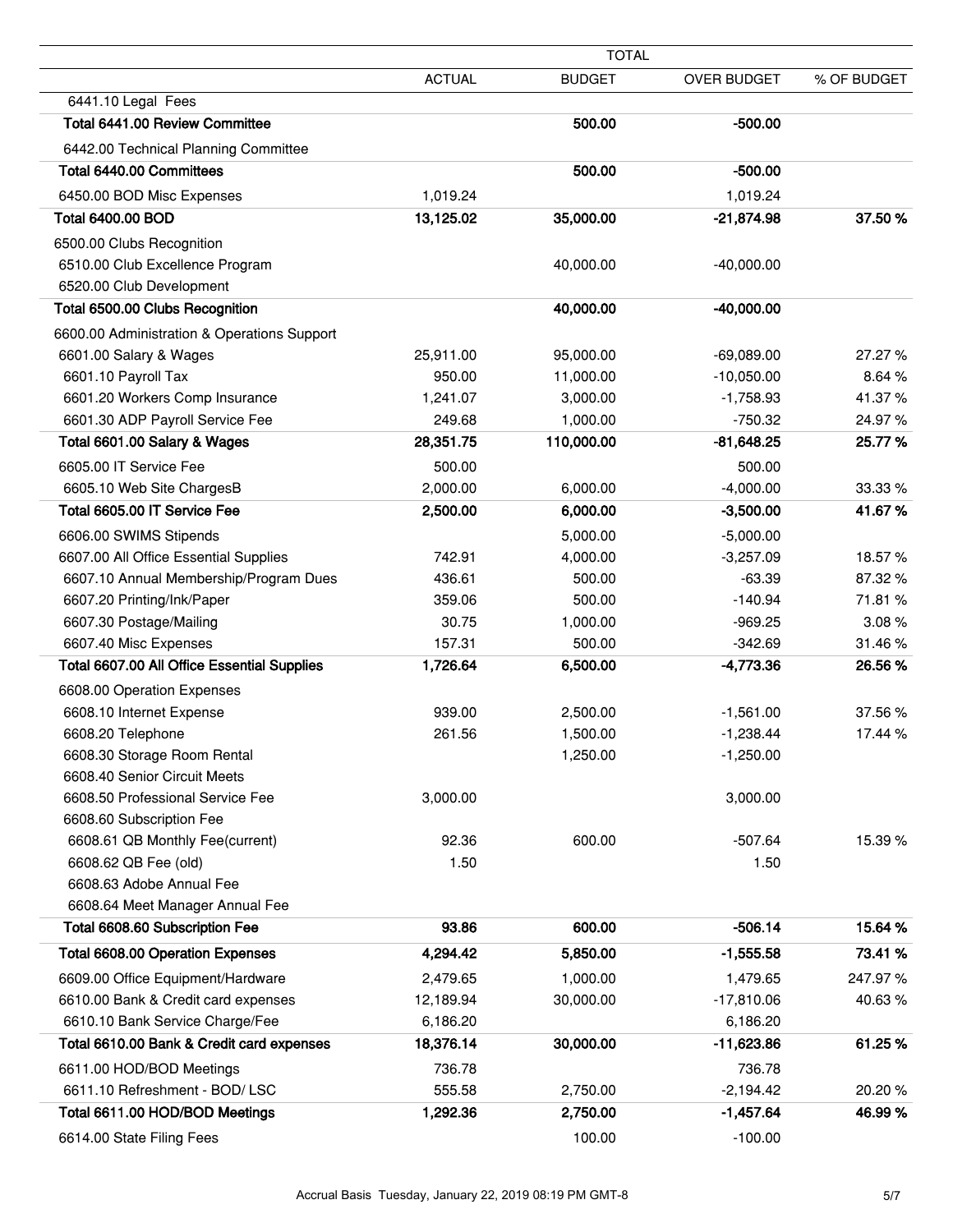| | TOTAL | | | |
|---|---|---|---|---|
| | ACTUAL | BUDGET | OVER BUDGET | % OF BUDGET |
| 6441.10 Legal Fees | | | | |
| **Total 6441.00 Review Committee** | | **500.00** | **-500.00** | |
| 6442.00 Technical Planning Committee | | | | |
| **Total 6440.00 Committees** | | **500.00** | **-500.00** | |
| 6450.00 BOD Misc Expenses | 1,019.24 | | 1,019.24 | |
| **Total 6400.00 BOD** | **13,125.02** | **35,000.00** | **-21,874.98** | **37.50 %** |
| 6500.00 Clubs Recognition | | | | |
| 6510.00 Club Excellence Program | | 40,000.00 | -40,000.00 | |
| 6520.00 Club Development | | | | |
| **Total 6500.00 Clubs Recognition** | | **40,000.00** | **-40,000.00** | |
| 6600.00 Administration & Operations Support | | | | |
| 6601.00 Salary & Wages | 25,911.00 | 95,000.00 | -69,089.00 | 27.27 % |
| 6601.10 Payroll Tax | 950.00 | 11,000.00 | -10,050.00 | 8.64 % |
| 6601.20 Workers Comp Insurance | 1,241.07 | 3,000.00 | -1,758.93 | 41.37 % |
| 6601.30 ADP Payroll Service Fee | 249.68 | 1,000.00 | -750.32 | 24.97 % |
| **Total 6601.00 Salary & Wages** | **28,351.75** | **110,000.00** | **-81,648.25** | **25.77 %** |
| 6605.00 IT Service Fee | 500.00 | | 500.00 | |
| 6605.10 Web Site ChargesB | 2,000.00 | 6,000.00 | -4,000.00 | 33.33 % |
| **Total 6605.00 IT Service Fee** | **2,500.00** | **6,000.00** | **-3,500.00** | **41.67 %** |
| 6606.00 SWIMS Stipends | | 5,000.00 | -5,000.00 | |
| 6607.00 All Office Essential Supplies | 742.91 | 4,000.00 | -3,257.09 | 18.57 % |
| 6607.10 Annual Membership/Program Dues | 436.61 | 500.00 | -63.39 | 87.32 % |
| 6607.20 Printing/Ink/Paper | 359.06 | 500.00 | -140.94 | 71.81 % |
| 6607.30 Postage/Mailing | 30.75 | 1,000.00 | -969.25 | 3.08 % |
| 6607.40 Misc Expenses | 157.31 | 500.00 | -342.69 | 31.46 % |
| **Total 6607.00 All Office Essential Supplies** | **1,726.64** | **6,500.00** | **-4,773.36** | **26.56 %** |
| 6608.00 Operation Expenses | | | | |
| 6608.10 Internet Expense | 939.00 | 2,500.00 | -1,561.00 | 37.56 % |
| 6608.20 Telephone | 261.56 | 1,500.00 | -1,238.44 | 17.44 % |
| 6608.30 Storage Room Rental | | 1,250.00 | -1,250.00 | |
| 6608.40 Senior Circuit Meets | | | | |
| 6608.50 Professional Service Fee | 3,000.00 | | 3,000.00 | |
| 6608.60 Subscription Fee | | | | |
| 6608.61 QB Monthly Fee(current) | 92.36 | 600.00 | -507.64 | 15.39 % |
| 6608.62 QB Fee (old) | 1.50 | | 1.50 | |
| 6608.63 Adobe Annual Fee | | | | |
| 6608.64 Meet Manager Annual Fee | | | | |
| **Total 6608.60 Subscription Fee** | **93.86** | **600.00** | **-506.14** | **15.64 %** |
| **Total 6608.00 Operation Expenses** | **4,294.42** | **5,850.00** | **-1,555.58** | **73.41 %** |
| 6609.00 Office Equipment/Hardware | 2,479.65 | 1,000.00 | 1,479.65 | 247.97 % |
| 6610.00 Bank & Credit card expenses | 12,189.94 | 30,000.00 | -17,810.06 | 40.63 % |
| 6610.10 Bank Service Charge/Fee | 6,186.20 | | 6,186.20 | |
| **Total 6610.00 Bank & Credit card expenses** | **18,376.14** | **30,000.00** | **-11,623.86** | **61.25 %** |
| 6611.00 HOD/BOD Meetings | 736.78 | | 736.78 | |
| 6611.10 Refreshment - BOD/ LSC | 555.58 | 2,750.00 | -2,194.42 | 20.20 % |
| **Total 6611.00 HOD/BOD Meetings** | **1,292.36** | **2,750.00** | **-1,457.64** | **46.99 %** |
| 6614.00 State Filing Fees | | 100.00 | -100.00 | |

Accrual Basis Tuesday, January 22, 2019 08:19 PM GMT-8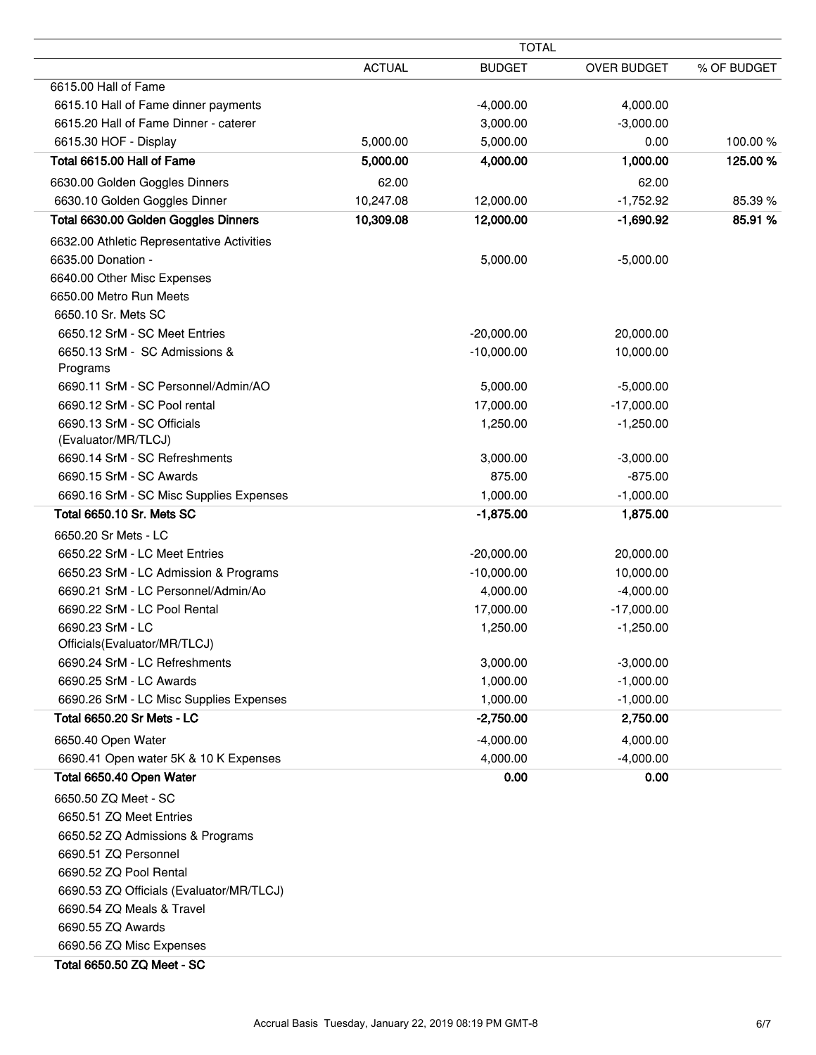| | TOTAL | | | |
|---|---|---|---|---|
| | ACTUAL | BUDGET | OVER BUDGET | % OF BUDGET |
| 6615.00 Hall of Fame | | | | |
| 6615.10 Hall of Fame dinner payments | | -4,000.00 | 4,000.00 | |
| 6615.20 Hall of Fame Dinner - caterer | | 3,000.00 | -3,000.00 | |
| 6615.30 HOF - Display | 5,000.00 | 5,000.00 | 0.00 | 100.00 % |
| **Total 6615.00 Hall of Fame** | **5,000.00** | **4,000.00** | **1,000.00** | **125.00 %** |
| 6630.00 Golden Goggles Dinners | 62.00 | | 62.00 | |
| 6630.10 Golden Goggles Dinner | 10,247.08 | 12,000.00 | -1,752.92 | 85.39 % |
| **Total 6630.00 Golden Goggles Dinners** | **10,309.08** | **12,000.00** | **-1,690.92** | **85.91 %** |
| 6632.00 Athletic Representative Activities | | | | |
| 6635.00 Donation - | | 5,000.00 | -5,000.00 | |
| 6640.00 Other Misc Expenses | | | | |
| 6650.00 Metro Run Meets | | | | |
| 6650.10 Sr. Mets SC | | | | |
| 6650.12 SrM - SC Meet Entries | | -20,000.00 | 20,000.00 | |
| 6650.13 SrM - SC Admissions & Programs | | -10,000.00 | 10,000.00 | |
| 6690.11 SrM - SC Personnel/Admin/AO | | 5,000.00 | -5,000.00 | |
| 6690.12 SrM - SC Pool rental | | 17,000.00 | -17,000.00 | |
| 6690.13 SrM - SC Officials (Evaluator/MR/TLCJ) | | 1,250.00 | -1,250.00 | |
| 6690.14 SrM - SC Refreshments | | 3,000.00 | -3,000.00 | |
| 6690.15 SrM - SC Awards | | 875.00 | -875.00 | |
| 6690.16 SrM - SC Misc Supplies Expenses | | 1,000.00 | -1,000.00 | |
| **Total 6650.10 Sr. Mets SC** | | **-1,875.00** | **1,875.00** | |
| 6650.20 Sr Mets - LC | | | | |
| 6650.22 SrM - LC Meet Entries | | -20,000.00 | 20,000.00 | |
| 6650.23 SrM - LC Admission & Programs | | -10,000.00 | 10,000.00 | |
| 6690.21 SrM - LC Personnel/Admin/Ao | | 4,000.00 | -4,000.00 | |
| 6690.22 SrM - LC Pool Rental | | 17,000.00 | -17,000.00 | |
| 6690.23 SrM - LC Officials(Evaluator/MR/TLCJ) | | 1,250.00 | -1,250.00 | |
| 6690.24 SrM - LC Refreshments | | 3,000.00 | -3,000.00 | |
| 6690.25 SrM - LC Awards | | 1,000.00 | -1,000.00 | |
| 6690.26 SrM - LC Misc Supplies Expenses | | 1,000.00 | -1,000.00 | |
| **Total 6650.20 Sr Mets - LC** | | **-2,750.00** | **2,750.00** | |
| 6650.40 Open Water | | -4,000.00 | 4,000.00 | |
| 6690.41 Open water 5K & 10 K Expenses | | 4,000.00 | -4,000.00 | |
| **Total 6650.40 Open Water** | | **0.00** | **0.00** | |
| 6650.50 ZQ Meet - SC | | | | |
| 6650.51 ZQ Meet Entries | | | | |
| 6650.52 ZQ Admissions & Programs | | | | |
| 6690.51 ZQ Personnel | | | | |
| 6690.52 ZQ Pool Rental | | | | |
| 6690.53 ZQ Officials (Evaluator/MR/TLCJ) | | | | |
| 6690.54 ZQ Meals & Travel | | | | |
| 6690.55 ZQ Awards | | | | |
| 6690.56 ZQ Misc Expenses | | | | |
| **Total 6650.50 ZQ Meet - SC** | | | | |

Accrual Basis Tuesday, January 22, 2019 08:19 PM GMT-8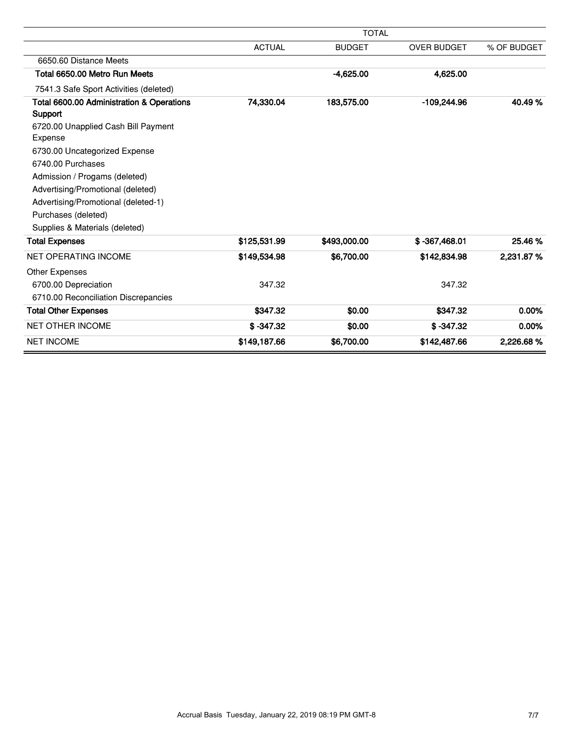| | TOTAL | | | |
| --- | --- | --- | --- | --- |
| | ACTUAL | BUDGET | OVER BUDGET | % OF BUDGET |
| 6650.60 Distance Meets | | | | |
| **Total 6650.00 Metro Run Meets** | | **-4,625.00** | **4,625.00** | |
| 7541.3 Safe Sport Activities (deleted) | | | | |
| **Total 6600.00 Administration & Operations Support** | **74,330.04** | **183,575.00** | **-109,244.96** | **40.49 %** |
| 6720.00 Unapplied Cash Bill Payment Expense | | | | |
| 6730.00 Uncategorized Expense | | | | |
| 6740.00 Purchases | | | | |
| Admission / Progams (deleted) | | | | |
| Advertising/Promotional (deleted) | | | | |
| Advertising/Promotional (deleted-1) | | | | |
| Purchases (deleted) | | | | |
| Supplies & Materials (deleted) | | | | |
| **Total Expenses** | **$125,531.99** | **$493,000.00** | **$ -367,468.01** | **25.46 %** |
| NET OPERATING INCOME | **$149,534.98** | **$6,700.00** | **$142,834.98** | **2,231.87 %** |
| Other Expenses | | | | |
| 6700.00 Depreciation | 347.32 | | 347.32 | |
| 6710.00 Reconciliation Discrepancies | | | | |
| **Total Other Expenses** | **$347.32** | **$0.00** | **$347.32** | **0.00%** |
| NET OTHER INCOME | **$ -347.32** | **$0.00** | **$ -347.32** | **0.00%** |
| NET INCOME | **$149,187.66** | **$6,700.00** | **$142,487.66** | **2,226.68 %** |

Accrual Basis Tuesday, January 22, 2019 08:19 PM GMT-8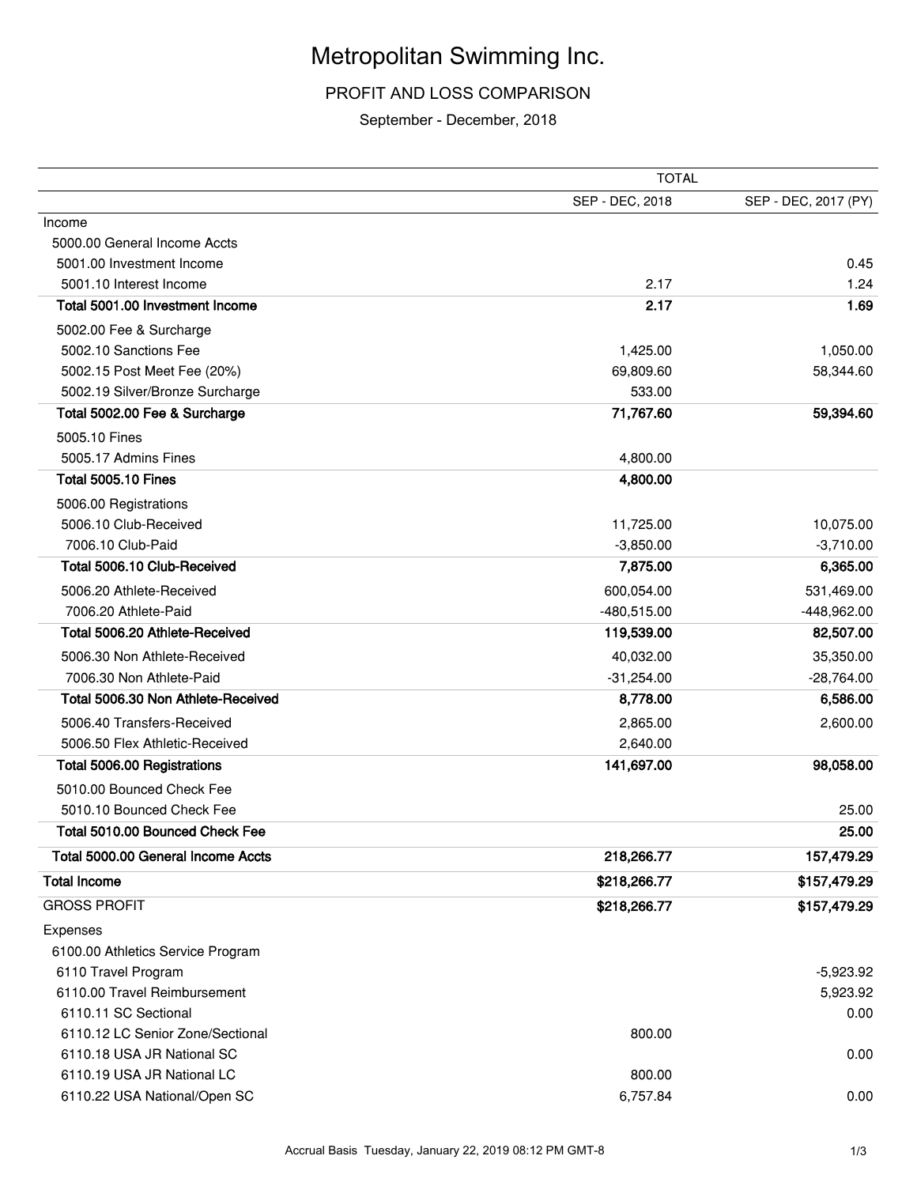# Metropolitan Swimming Inc.

## PROFIT AND LOSS COMPARISON

September - December, 2018

| | TOTAL | |
|---|---|---|
| | SEP - DEC, 2018 | SEP - DEC, 2017 (PY) |
| Income | | |
| 5000.00 General Income Accts | | |
| 5001.00 Investment Income | | 0.45 |
| 5001.10 Interest Income | 2.17 | 1.24 |
| **Total 5001.00 Investment Income** | **2.17** | **1.69** |
| 5002.00 Fee & Surcharge | | |
| 5002.10 Sanctions Fee | 1,425.00 | 1,050.00 |
| 5002.15 Post Meet Fee (20%) | 69,809.60 | 58,344.60 |
| 5002.19 Silver/Bronze Surcharge | 533.00 | |
| **Total 5002.00 Fee & Surcharge** | **71,767.60** | **59,394.60** |
| 5005.10 Fines | | |
| 5005.17 Admins Fines | 4,800.00 | |
| **Total 5005.10 Fines** | **4,800.00** | |
| 5006.00 Registrations | | |
| 5006.10 Club-Received | 11,725.00 | 10,075.00 |
| 7006.10 Club-Paid | -3,850.00 | -3,710.00 |
| **Total 5006.10 Club-Received** | **7,875.00** | **6,365.00** |
| 5006.20 Athlete-Received | 600,054.00 | 531,469.00 |
| 7006.20 Athlete-Paid | -480,515.00 | -448,962.00 |
| **Total 5006.20 Athlete-Received** | **119,539.00** | **82,507.00** |
| 5006.30 Non Athlete-Received | 40,032.00 | 35,350.00 |
| 7006.30 Non Athlete-Paid | -31,254.00 | -28,764.00 |
| **Total 5006.30 Non Athlete-Received** | **8,778.00** | **6,586.00** |
| 5006.40 Transfers-Received | 2,865.00 | 2,600.00 |
| 5006.50 Flex Athletic-Received | 2,640.00 | |
| **Total 5006.00 Registrations** | **141,697.00** | **98,058.00** |
| 5010.00 Bounced Check Fee | | |
| 5010.10 Bounced Check Fee | | 25.00 |
| **Total 5010.00 Bounced Check Fee** | | **25.00** |
| **Total 5000.00 General Income Accts** | **218,266.77** | **157,479.29** |
| **Total Income** | **$218,266.77** | **$157,479.29** |
| GROSS PROFIT | **$218,266.77** | **$157,479.29** |
| Expenses | | |
| 6100.00 Athletics Service Program | | |
| 6110 Travel Program | | -5,923.92 |
| 6110.00 Travel Reimbursement | | 5,923.92 |
| 6110.11 SC Sectional | | 0.00 |
| 6110.12 LC Senior Zone/Sectional | 800.00 | |
| 6110.18 USA JR National SC | | 0.00 |
| 6110.19 USA JR National LC | 800.00 | |
| 6110.22 USA National/Open SC | 6,757.84 | 0.00 |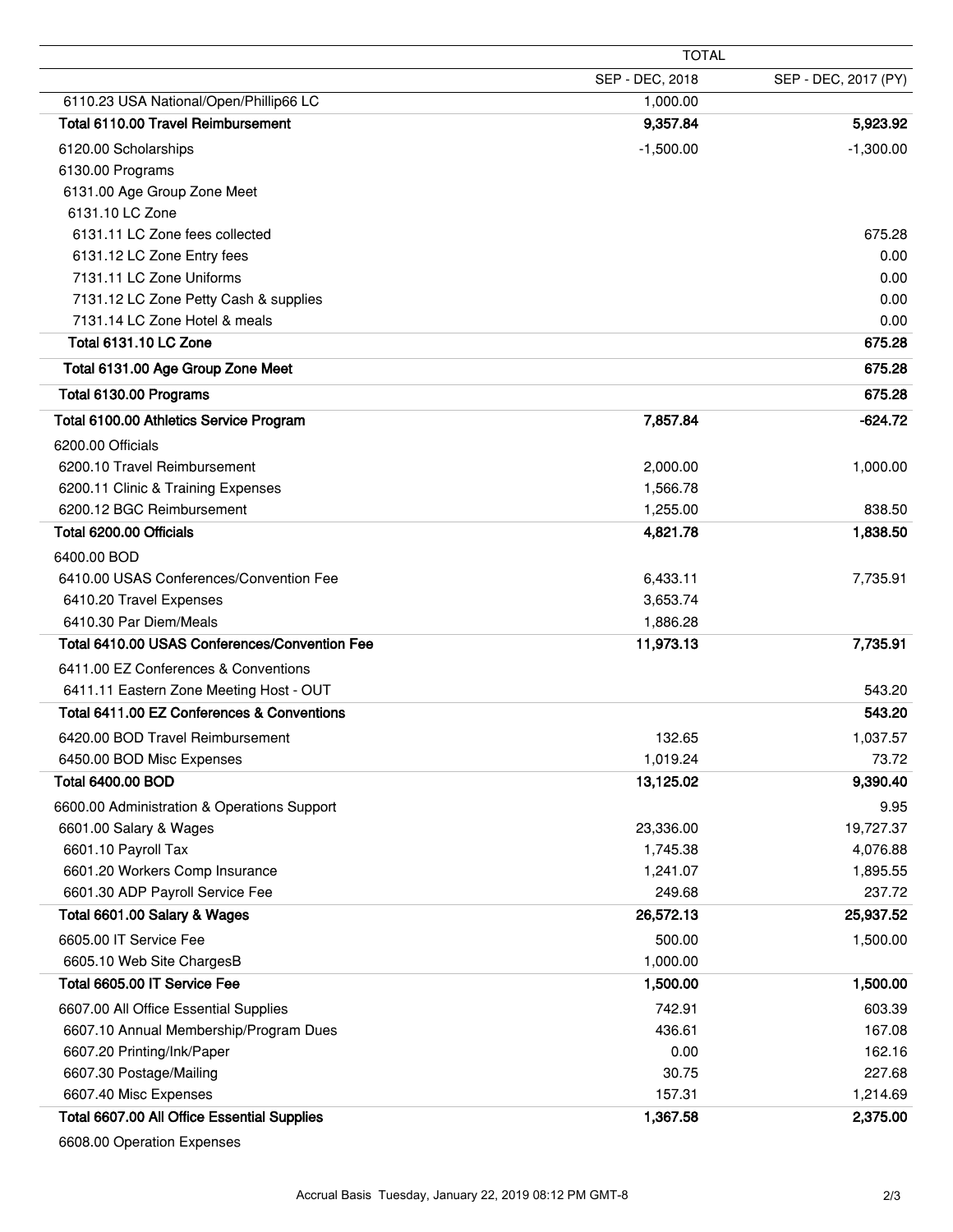| | TOTAL | |
|---|---|---|
| | SEP - DEC, 2018 | SEP - DEC, 2017 (PY) |
| 6110.23 USA National/Open/Phillip66 LC | 1,000.00 | |
| **Total 6110.00 Travel Reimbursement** | **9,357.84** | **5,923.92** |
| 6120.00 Scholarships | -1,500.00 | -1,300.00 |
| 6130.00 Programs | | |
| 6131.00 Age Group Zone Meet | | |
| 6131.10 LC Zone | | |
| 6131.11 LC Zone fees collected | | 675.28 |
| 6131.12 LC Zone Entry fees | | 0.00 |
| 7131.11 LC Zone Uniforms | | 0.00 |
| 7131.12 LC Zone Petty Cash & supplies | | 0.00 |
| 7131.14 LC Zone Hotel & meals | | 0.00 |
| **Total 6131.10 LC Zone** | | **675.28** |
| **Total 6131.00 Age Group Zone Meet** | | **675.28** |
| **Total 6130.00 Programs** | | **675.28** |
| **Total 6100.00 Athletics Service Program** | **7,857.84** | **-624.72** |
| 6200.00 Officials | | |
| 6200.10 Travel Reimbursement | 2,000.00 | 1,000.00 |
| 6200.11 Clinic & Training Expenses | 1,566.78 | |
| 6200.12 BGC Reimbursement | 1,255.00 | 838.50 |
| **Total 6200.00 Officials** | **4,821.78** | **1,838.50** |
| 6400.00 BOD | | |
| 6410.00 USAS Conferences/Convention Fee | 6,433.11 | 7,735.91 |
| 6410.20 Travel Expenses | 3,653.74 | |
| 6410.30 Par Diem/Meals | 1,886.28 | |
| **Total 6410.00 USAS Conferences/Convention Fee** | **11,973.13** | **7,735.91** |
| 6411.00 EZ Conferences & Conventions | | |
| 6411.11 Eastern Zone Meeting Host - OUT | | 543.20 |
| **Total 6411.00 EZ Conferences & Conventions** | | **543.20** |
| 6420.00 BOD Travel Reimbursement | 132.65 | 1,037.57 |
| 6450.00 BOD Misc Expenses | 1,019.24 | 73.72 |
| **Total 6400.00 BOD** | **13,125.02** | **9,390.40** |
| 6600.00 Administration & Operations Support | | 9.95 |
| 6601.00 Salary & Wages | 23,336.00 | 19,727.37 |
| 6601.10 Payroll Tax | 1,745.38 | 4,076.88 |
| 6601.20 Workers Comp Insurance | 1,241.07 | 1,895.55 |
| 6601.30 ADP Payroll Service Fee | 249.68 | 237.72 |
| **Total 6601.00 Salary & Wages** | **26,572.13** | **25,937.52** |
| 6605.00 IT Service Fee | 500.00 | 1,500.00 |
| 6605.10 Web Site ChargesB | 1,000.00 | |
| **Total 6605.00 IT Service Fee** | **1,500.00** | **1,500.00** |
| 6607.00 All Office Essential Supplies | 742.91 | 603.39 |
| 6607.10 Annual Membership/Program Dues | 436.61 | 167.08 |
| 6607.20 Printing/Ink/Paper | 0.00 | 162.16 |
| 6607.30 Postage/Mailing | 30.75 | 227.68 |
| 6607.40 Misc Expenses | 157.31 | 1,214.69 |
| **Total 6607.00 All Office Essential Supplies** | **1,367.58** | **2,375.00** |
| 6608.00 Operation Expenses | | |

Accrual Basis Tuesday, January 22, 2019 08:12 PM GMT-8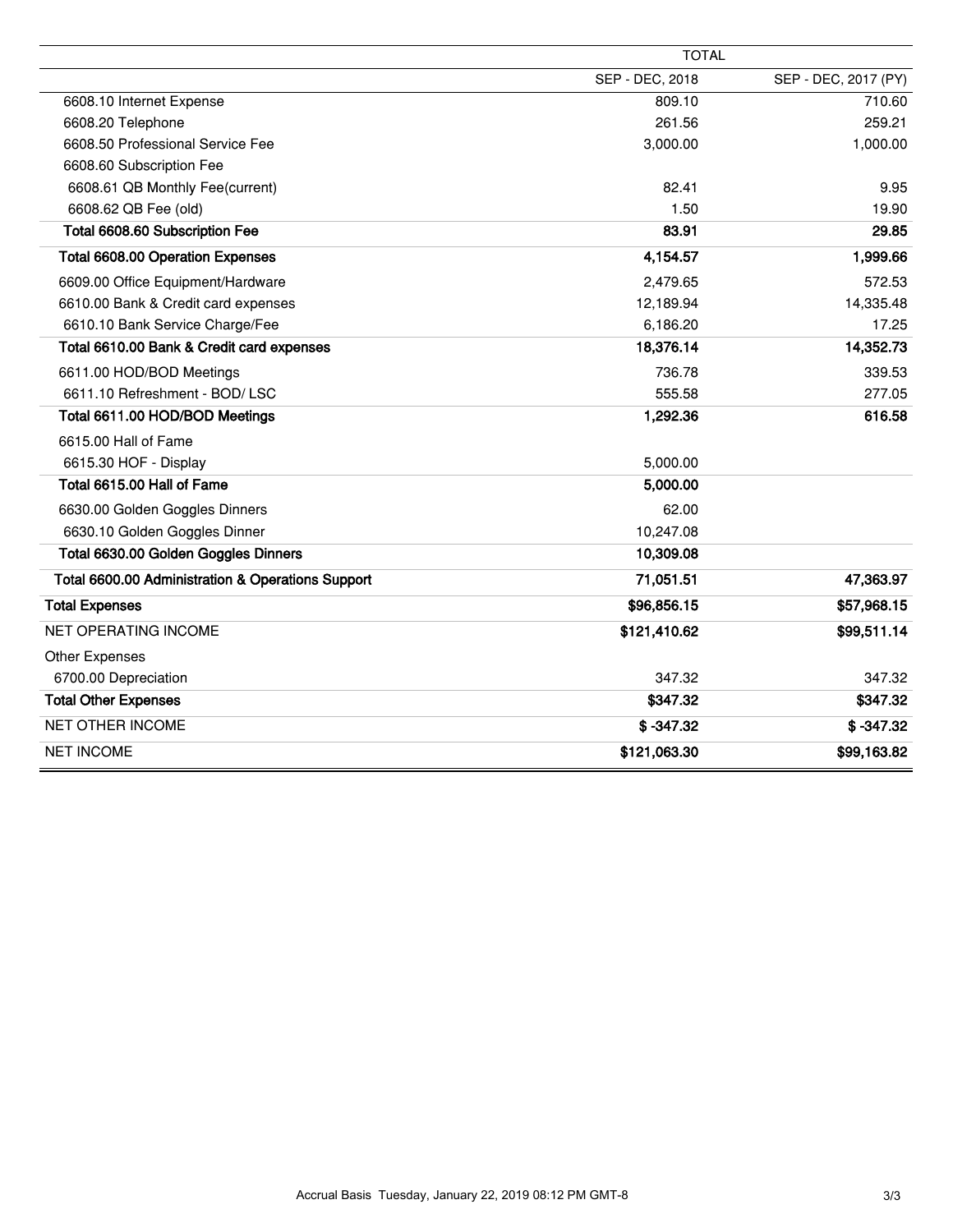| | TOTAL | |
| --- | --- | --- |
| | SEP - DEC, 2018 | SEP - DEC, 2017 (PY) |
| 6608.10 Internet Expense | 809.10 | 710.60 |
| 6608.20 Telephone | 261.56 | 259.21 |
| 6608.50 Professional Service Fee | 3,000.00 | 1,000.00 |
| 6608.60 Subscription Fee | | |
| 6608.61 QB Monthly Fee(current) | 82.41 | 9.95 |
| 6608.62 QB Fee (old) | 1.50 | 19.90 |
| **Total 6608.60 Subscription Fee** | **83.91** | **29.85** |
| **Total 6608.00 Operation Expenses** | **4,154.57** | **1,999.66** |
| 6609.00 Office Equipment/Hardware | 2,479.65 | 572.53 |
| 6610.00 Bank & Credit card expenses | 12,189.94 | 14,335.48 |
| 6610.10 Bank Service Charge/Fee | 6,186.20 | 17.25 |
| **Total 6610.00 Bank & Credit card expenses** | **18,376.14** | **14,352.73** |
| 6611.00 HOD/BOD Meetings | 736.78 | 339.53 |
| 6611.10 Refreshment - BOD/ LSC | 555.58 | 277.05 |
| **Total 6611.00 HOD/BOD Meetings** | **1,292.36** | **616.58** |
| 6615.00 Hall of Fame | | |
| 6615.30 HOF - Display | 5,000.00 | |
| **Total 6615.00 Hall of Fame** | **5,000.00** | |
| 6630.00 Golden Goggles Dinners | 62.00 | |
| 6630.10 Golden Goggles Dinner | 10,247.08 | |
| **Total 6630.00 Golden Goggles Dinners** | **10,309.08** | |
| **Total 6600.00 Administration & Operations Support** | **71,051.51** | **47,363.97** |
| **Total Expenses** | **$96,856.15** | **$57,968.15** |
| NET OPERATING INCOME | **$121,410.62** | **$99,511.14** |
| Other Expenses | | |
| 6700.00 Depreciation | 347.32 | 347.32 |
| **Total Other Expenses** | **$347.32** | **$347.32** |
| NET OTHER INCOME | **$ -347.32** | **$ -347.32** |
| NET INCOME | **$121,063.30** | **$99,163.82** |

Accrual Basis Tuesday, January 22, 2019 08:12 PM GMT-8